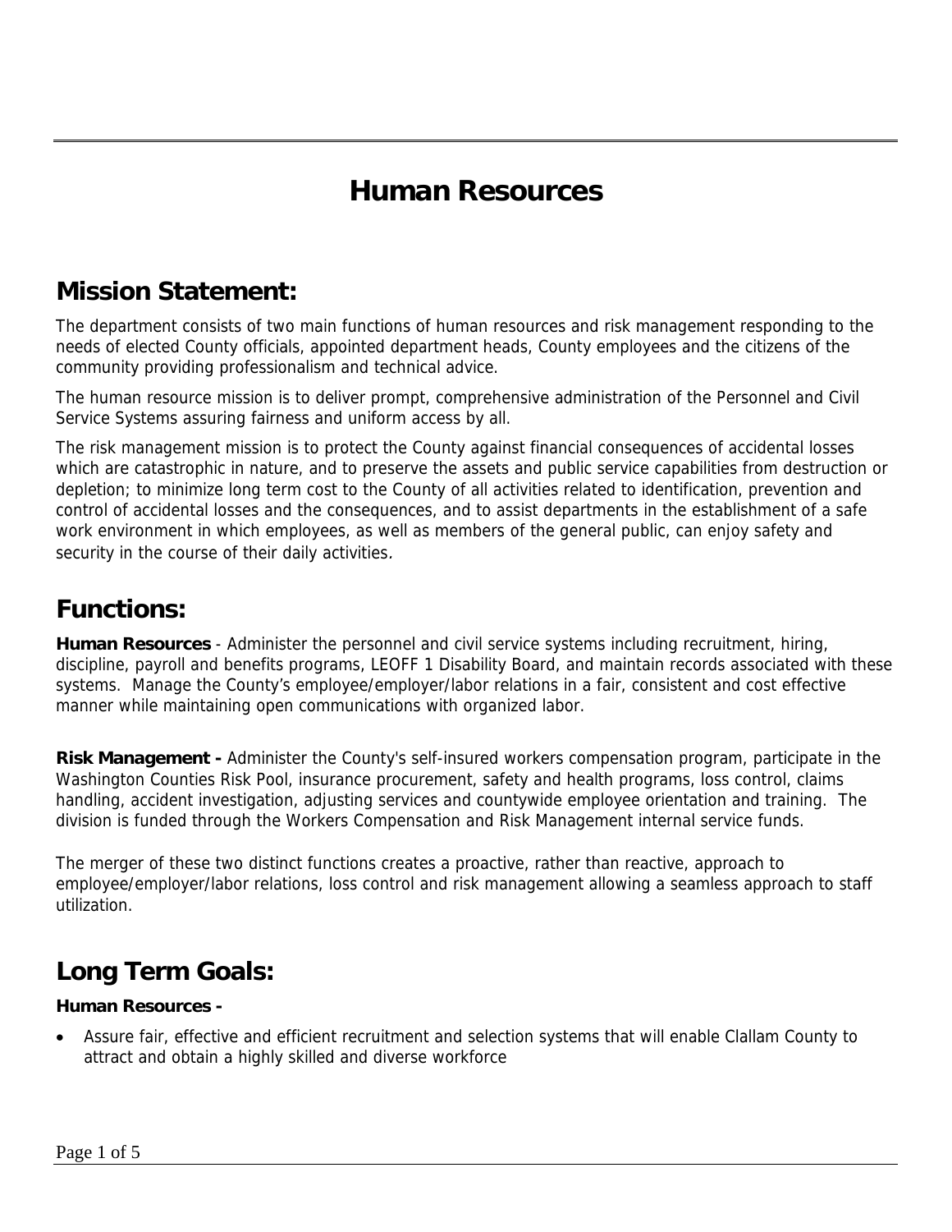# Human Resources

## Mission Statement:

The department consists of two main functions of human resources and risk management responding to the needs of elected County officials, appointed department heads, County employees and the citizens of the community providing professionalism and technical advice.

The human resource mission is to deliver prompt, comprehensive administration of the Personnel and Civil Service Systems assuring fairness and uniform access by all.

The risk management mission is to protect the County against financial consequences of accidental losses which are catastrophic in nature, and to preserve the assets and public service capabilities from destruction or depletion; to minimize long term cost to the County of all activities related to identification, prevention and control of accidental losses and the consequences, and to assist departments in the establishment of a safe work environment in which employees, as well as members of the general public, can enjoy safety and security in the course of their daily activities.

## Functions:

**Human Resources** - Administer the personnel and civil service systems including recruitment, hiring, discipline, payroll and benefits programs, LEOFF 1 Disability Board, and maintain records associated with these systems. Manage the County's employee/employer/labor relations in a fair, consistent and cost effective manner while maintaining open communications with organized labor.

**Risk Management -** Administer the County's self-insured workers compensation program, participate in the Washington Counties Risk Pool, insurance procurement, safety and health programs, loss control, claims handling, accident investigation, adjusting services and countywide employee orientation and training. The division is funded through the Workers Compensation and Risk Management internal service funds.

The merger of these two distinct functions creates a proactive, rather than reactive, approach to employee/employer/labor relations, loss control and risk management allowing a seamless approach to staff utilization.

## Long Term Goals:

**Human Resources -**

- Assure fair, effective and efficient recruitment and selection systems that will enable Clallam County to attract and obtain a highly skilled and diverse workforce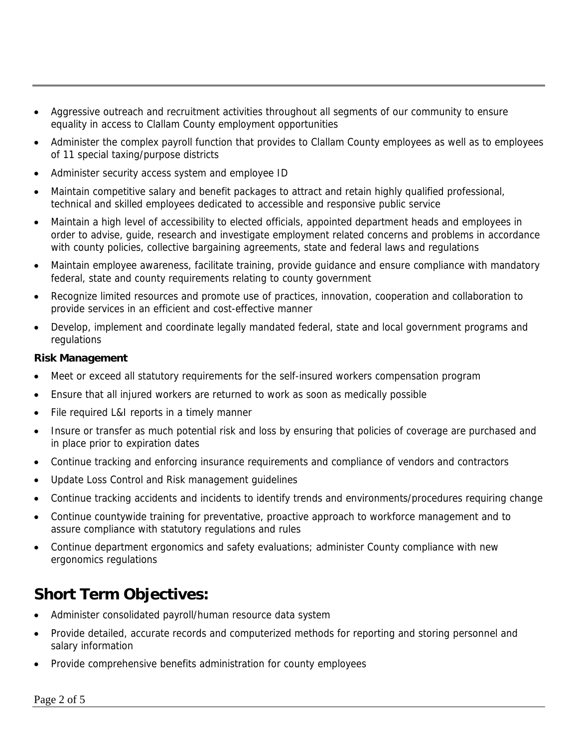- Aggressive outreach and recruitment activities throughout all segments of our community to ensure equality in access to Clallam County employment opportunities
- Administer the complex payroll function that provides to Clallam County employees as well as to employees of 11 special taxing/purpose districts
- Administer security access system and employee ID
- Maintain competitive salary and benefit packages to attract and retain highly qualified professional, technical and skilled employees dedicated to accessible and responsive public service
- Maintain a high level of accessibility to elected officials, appointed department heads and employees in order to advise, guide, research and investigate employment related concerns and problems in accordance with county policies, collective bargaining agreements, state and federal laws and regulations
- Maintain employee awareness, facilitate training, provide guidance and ensure compliance with mandatory federal, state and county requirements relating to county government
- Recognize limited resources and promote use of practices, innovation, cooperation and collaboration to provide services in an efficient and cost-effective manner
- Develop, implement and coordinate legally mandated federal, state and local government programs and regulations

**Risk Management**

- Meet or exceed all statutory requirements for the self-insured workers compensation program
- Ensure that all injured workers are returned to work as soon as medically possible
- File required L&I reports in a timely manner
- Insure or transfer as much potential risk and loss by ensuring that policies of coverage are purchased and in place prior to expiration dates
- Continue tracking and enforcing insurance requirements and compliance of vendors and contractors
- Update Loss Control and Risk management guidelines
- Continue tracking accidents and incidents to identify trends and environments/procedures requiring change
- Continue countywide training for preventative, proactive approach to workforce management and to assure compliance with statutory regulations and rules
- Continue department ergonomics and safety evaluations; administer County compliance with new ergonomics regulations

## Short Term Objectives:

- Administer consolidated payroll/human resource data system
- Provide detailed, accurate records and computerized methods for reporting and storing personnel and salary information
- Provide comprehensive benefits administration for county employees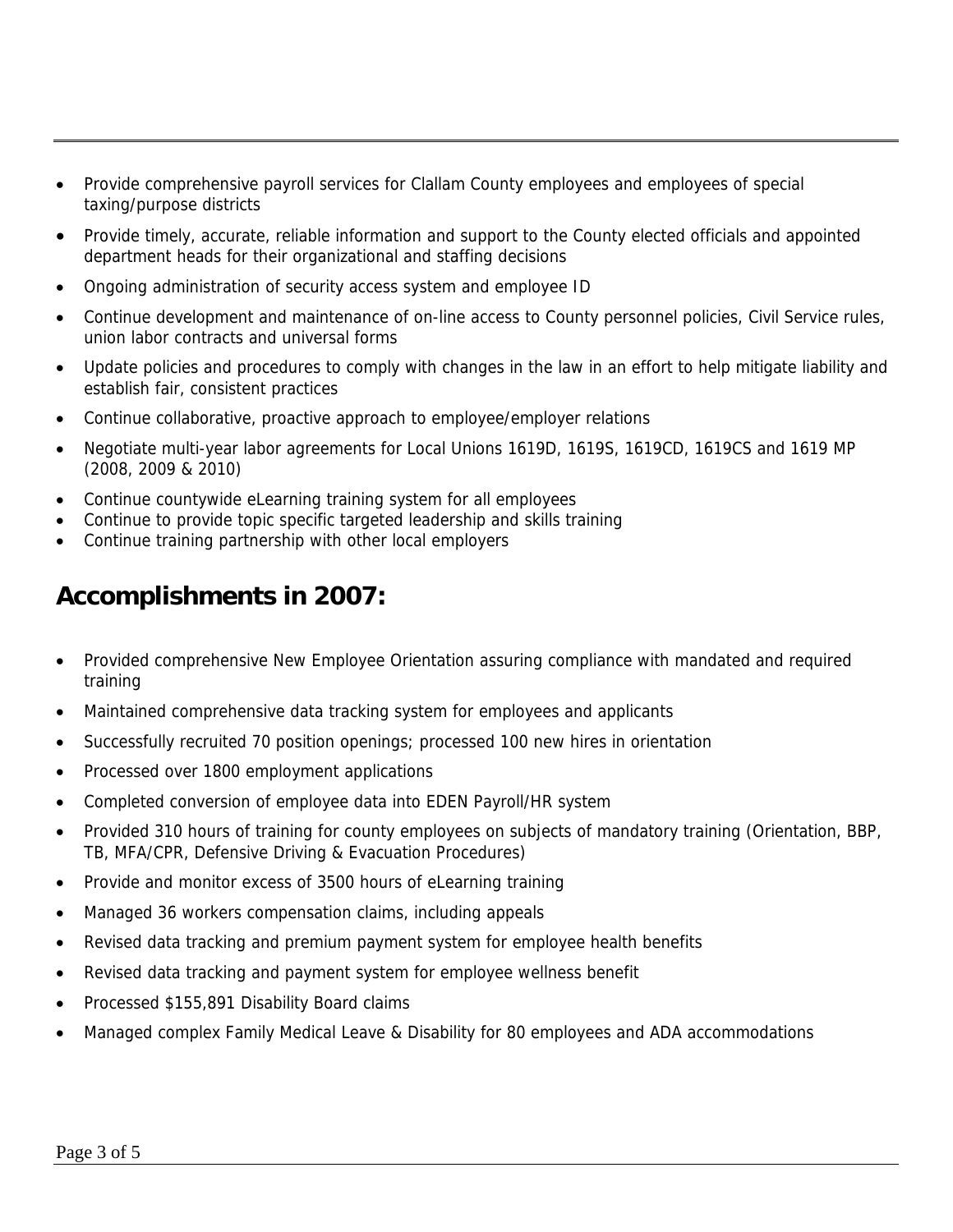- Provide comprehensive payroll services for Clallam County employees and employees of special taxing/purpose districts
- Provide timely, accurate, reliable information and support to the County elected officials and appointed department heads for their organizational and staffing decisions
- Ongoing administration of security access system and employee ID
- Continue development and maintenance of on-line access to County personnel policies, Civil Service rules, union labor contracts and universal forms
- Update policies and procedures to comply with changes in the law in an effort to help mitigate liability and establish fair, consistent practices
- Continue collaborative, proactive approach to employee/employer relations
- Negotiate multi-year labor agreements for Local Unions 1619D, 1619S, 1619CD, 1619CS and 1619 MP (2008, 2009 & 2010)
- Continue countywide eLearning training system for all employees
- Continue to provide topic specific targeted leadership and skills training
- Continue training partnership with other local employers

## Accomplishments in 2007:

- Provided comprehensive New Employee Orientation assuring compliance with mandated and required training
- Maintained comprehensive data tracking system for employees and applicants
- Successfully recruited 70 position openings; processed 100 new hires in orientation
- Processed over 1800 employment applications
- Completed conversion of employee data into EDEN Payroll/HR system
- Provided 310 hours of training for county employees on subjects of mandatory training (Orientation, BBP, TB, MFA/CPR, Defensive Driving & Evacuation Procedures)
- Provide and monitor excess of 3500 hours of eLearning training
- Managed 36 workers compensation claims, including appeals
- Revised data tracking and premium payment system for employee health benefits
- Revised data tracking and payment system for employee wellness benefit
- Processed $155,891 Disability Board claims
- Managed complex Family Medical Leave & Disability for 80 employees and ADA accommodations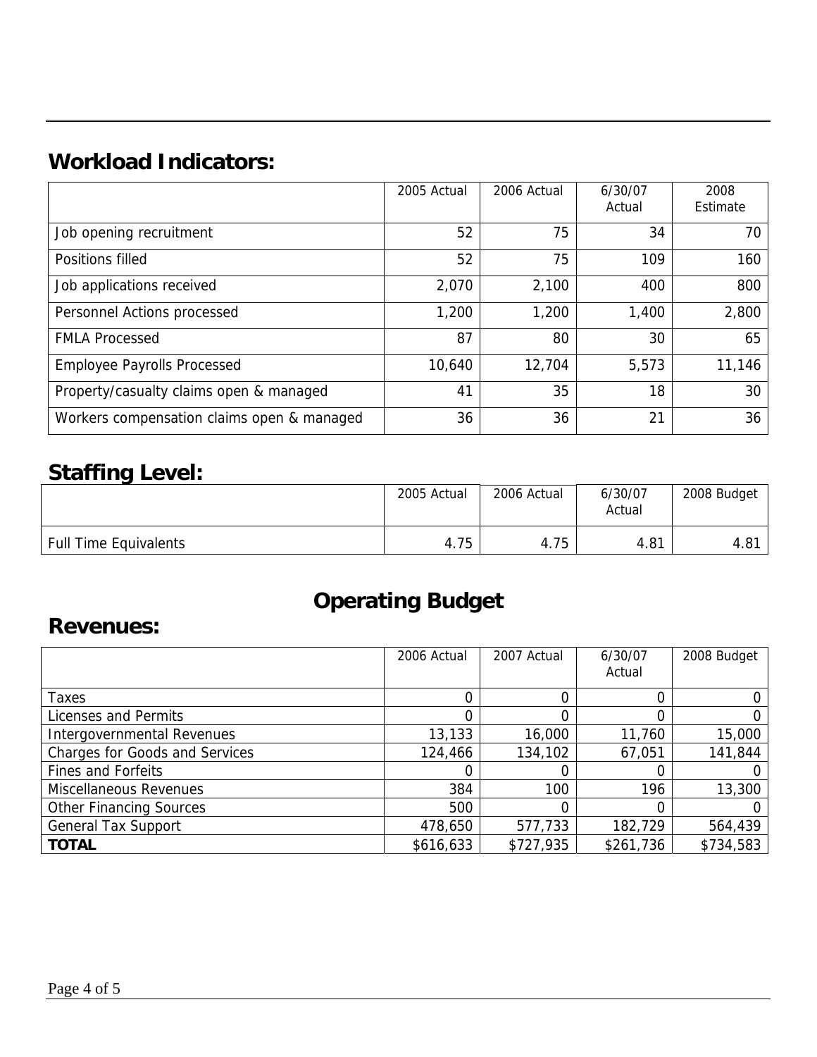## Workload Indicators:

| | 2005 Actual | 2006 Actual | 6/30/07 Actual | 2008 Estimate |
|---|---|---|---|---|
| Job opening recruitment | 52 | 75 | 34 | 70 |
| Positions filled | 52 | 75 | 109 | 160 |
| Job applications received | 2,070 | 2,100 | 400 | 800 |
| Personnel Actions processed | 1,200 | 1,200 | 1,400 | 2,800 |
| FMLA Processed | 87 | 80 | 30 | 65 |
| Employee Payrolls Processed | 10,640 | 12,704 | 5,573 | 11,146 |
| Property/casualty claims open & managed | 41 | 35 | 18 | 30 |
| Workers compensation claims open & managed | 36 | 36 | 21 | 36 |

## Staffing Level:

| | 2005 Actual | 2006 Actual | 6/30/07 Actual | 2008 Budget |
|---|---|---|---|---|
| Full Time Equivalents | 4.75 | 4.75 | 4.81 | 4.81 |

# Operating Budget

## Revenues:

| | 2006 Actual | 2007 Actual | 6/30/07 Actual | 2008 Budget |
|---|---|---|---|---|
| Taxes | 0 | 0 | 0 | 0 |
| Licenses and Permits | 0 | 0 | 0 | 0 |
| Intergovernmental Revenues | 13,133 | 16,000 | 11,760 | 15,000 |
| Charges for Goods and Services | 124,466 | 134,102 | 67,051 | 141,844 |
| Fines and Forfeits | 0 | 0 | 0 | 0 |
| Miscellaneous Revenues | 384 | 100 | 196 | 13,300 |
| Other Financing Sources | 500 | 0 | 0 | 0 |
| General Tax Support | 478,650 | 577,733 | 182,729 | 564,439 |
| **TOTAL** | $616,633 | $727,935 | $261,736 | $734,583 |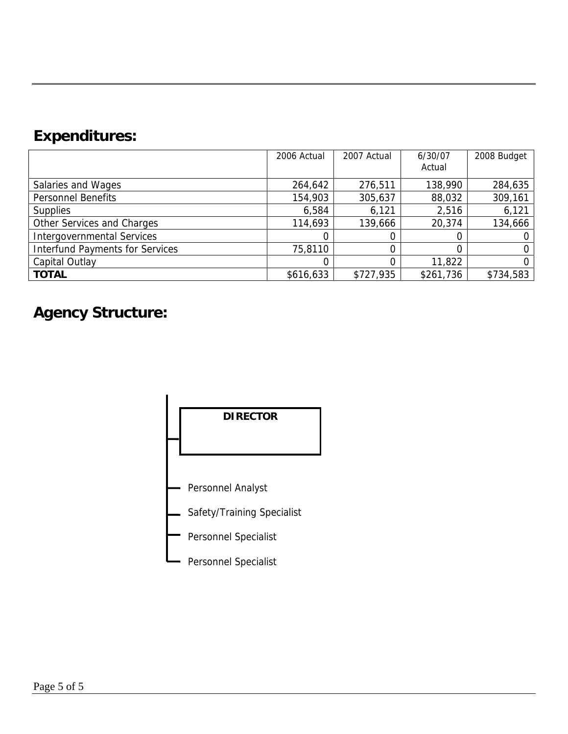## Expenditures:

| | 2006 Actual | 2007 Actual | 6/30/07 Actual | 2008 Budget |
|---|---|---|---|---|
| Salaries and Wages | 264,642 | 276,511 | 138,990 | 284,635 |
| Personnel Benefits | 154,903 | 305,637 | 88,032 | 309,161 |
| Supplies | 6,584 | 6,121 | 2,516 | 6,121 |
| Other Services and Charges | 114,693 | 139,666 | 20,374 | 134,666 |
| Intergovernmental Services | 0 | 0 | 0 | 0 |
| Interfund Payments for Services | 75,8110 | 0 | 0 | 0 |
| Capital Outlay | 0 | 0 | 11,822 | 0 |
| **TOTAL** | $616,633 | $727,935 | $261,736 | $734,583 |

## Agency Structure:

**DIRECTOR**

- Personnel Analyst
- Safety/Training Specialist
- Personnel Specialist
- Personnel Specialist